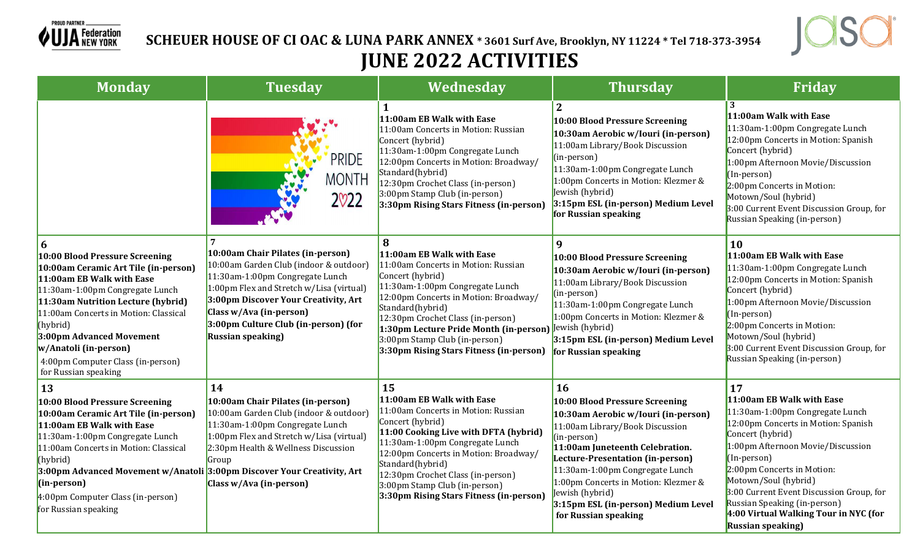PROUD PARTNER UJA Federation NEW YORK

## SCHEUER HOUSE OF CI OAC & LUNA PARK ANNEX * 3601 Surf Ave, Brooklyn, NY 11224 * Tel 718-373-3954

# JUNE 2022 ACTIVITIES

| Monday | Tuesday | Wednesday | Thursday | Friday |
|---|---|---|---|---|
| | PRIDE MONTH 2022 | **1**<br>**11:00am EB Walk with Ease**<br>11:00am Concerts in Motion: Russian Concert (hybrid)<br>11:30am-1:00pm Congregate Lunch<br>12:00pm Concerts in Motion: Broadway/ Standard(hybrid)<br>12:30pm Crochet Class (in-person)<br>3:00pm Stamp Club (in-person)<br>**3:30pm Rising Stars Fitness (in-person)** | **2**<br>**10:00 Blood Pressure Screening**<br>**10:30am Aerobic w/Iouri (in-person)**<br>11:00am Library/Book Discussion (in-person)<br>11:30am-1:00pm Congregate Lunch<br>1:00pm Concerts in Motion: Klezmer & Jewish (hybrid)<br>**3:15pm ESL (in-person) Medium Level for Russian speaking** | **3**<br>**11:00am Walk with Ease**<br>11:30am-1:00pm Congregate Lunch<br>12:00pm Concerts in Motion: Spanish Concert (hybrid)<br>1:00pm Afternoon Movie/Discussion (In-person)<br>2:00pm Concerts in Motion: Motown/Soul (hybrid)<br>3:00 Current Event Discussion Group, for Russian Speaking (in-person) |
| **6**<br>**10:00 Blood Pressure Screening**<br>**10:00am Ceramic Art Tile (in-person)**<br>**11:00am EB Walk with Ease**<br>11:30am-1:00pm Congregate Lunch<br>**11:30am Nutrition Lecture (hybrid)**<br>11:00am Concerts in Motion: Classical (hybrid)<br>**3:00pm Advanced Movement w/Anatoli (in-person)**<br>4:00pm Computer Class (in-person) for Russian speaking | **7**<br>**10:00am Chair Pilates (in-person)**<br>10:00am Garden Club (indoor & outdoor)<br>1:00pm Flex and Stretch w/Lisa (virtual)<br>**3:00pm Discover Your Creativity, Art Class w/Ava (in-person)**<br>**3:00pm Culture Club (in-person) (for Russian speaking)** | **8**<br>**11:00am EB Walk with Ease**<br>11:00am Concerts in Motion: Russian Concert (hybrid)<br>11:30am-1:00pm Congregate Lunch<br>12:00pm Concerts in Motion: Broadway/ Standard(hybrid)<br>12:30pm Crochet Class (in-person)<br>**1:30pm Lecture Pride Month (in-person)**<br>3:00pm Stamp Club (in-person)<br>**3:30pm Rising Stars Fitness (in-person)** | **9**<br>**10:00 Blood Pressure Screening**<br>**10:30am Aerobic w/Iouri (in-person)**<br>11:00am Library/Book Discussion (in-person)<br>11:30am-1:00pm Congregate Lunch<br>1:00pm Concerts in Motion: Klezmer & Jewish (hybrid)<br>**3:15pm ESL (in-person) Medium Level for Russian speaking** | **10**<br>**11:00am EB Walk with Ease**<br>11:30am-1:00pm Congregate Lunch<br>12:00pm Concerts in Motion: Spanish Concert (hybrid)<br>1:00pm Afternoon Movie/Discussion (In-person)<br>2:00pm Concerts in Motion: Motown/Soul (hybrid)<br>3:00 Current Event Discussion Group, for Russian Speaking (in-person) |
| **13**<br>**10:00 Blood Pressure Screening**<br>**10:00am Ceramic Art Tile (in-person)**<br>**11:00am EB Walk with Ease**<br>11:30am-1:00pm Congregate Lunch<br>11:00am Concerts in Motion: Classical (hybrid)<br>**3:00pm Advanced Movement w/Anatoli (in-person)**<br>4:00pm Computer Class (in-person) for Russian speaking | **14**<br>**10:00am Chair Pilates (in-person)**<br>10:00am Garden Club (indoor & outdoor)<br>11:30am-1:00pm Congregate Lunch<br>1:00pm Flex and Stretch w/Lisa (virtual)<br>2:30pm Health & Wellness Discussion Group<br>**3:00pm Discover Your Creativity, Art Class w/Ava (in-person)** | **15**<br>**11:00am EB Walk with Ease**<br>11:00am Concerts in Motion: Russian Concert (hybrid)<br>**11:00 Cooking Live with DFTA (hybrid)**<br>11:30am-1:00pm Congregate Lunch<br>12:00pm Concerts in Motion: Broadway/ Standard(hybrid)<br>12:30pm Crochet Class (in-person)<br>3:00pm Stamp Club (in-person)<br>**3:30pm Rising Stars Fitness (in-person)** | **16**<br>**10:00 Blood Pressure Screening**<br>**10:30am Aerobic w/Iouri (in-person)**<br>11:00am Library/Book Discussion (in-person)<br>**11:00am Juneteenth Celebration. Lecture-Presentation (in-person)**<br>11:30am-1:00pm Congregate Lunch<br>1:00pm Concerts in Motion: Klezmer & Jewish (hybrid)<br>**3:15pm ESL (in-person) Medium Level for Russian speaking** | **17**<br>**11:00am EB Walk with Ease**<br>11:30am-1:00pm Congregate Lunch<br>12:00pm Concerts in Motion: Spanish Concert (hybrid)<br>1:00pm Afternoon Movie/Discussion (In-person)<br>2:00pm Concerts in Motion: Motown/Soul (hybrid)<br>3:00 Current Event Discussion Group, for Russian Speaking (in-person)<br>**4:00 Virtual Walking Tour in NYC (for Russian speaking)** |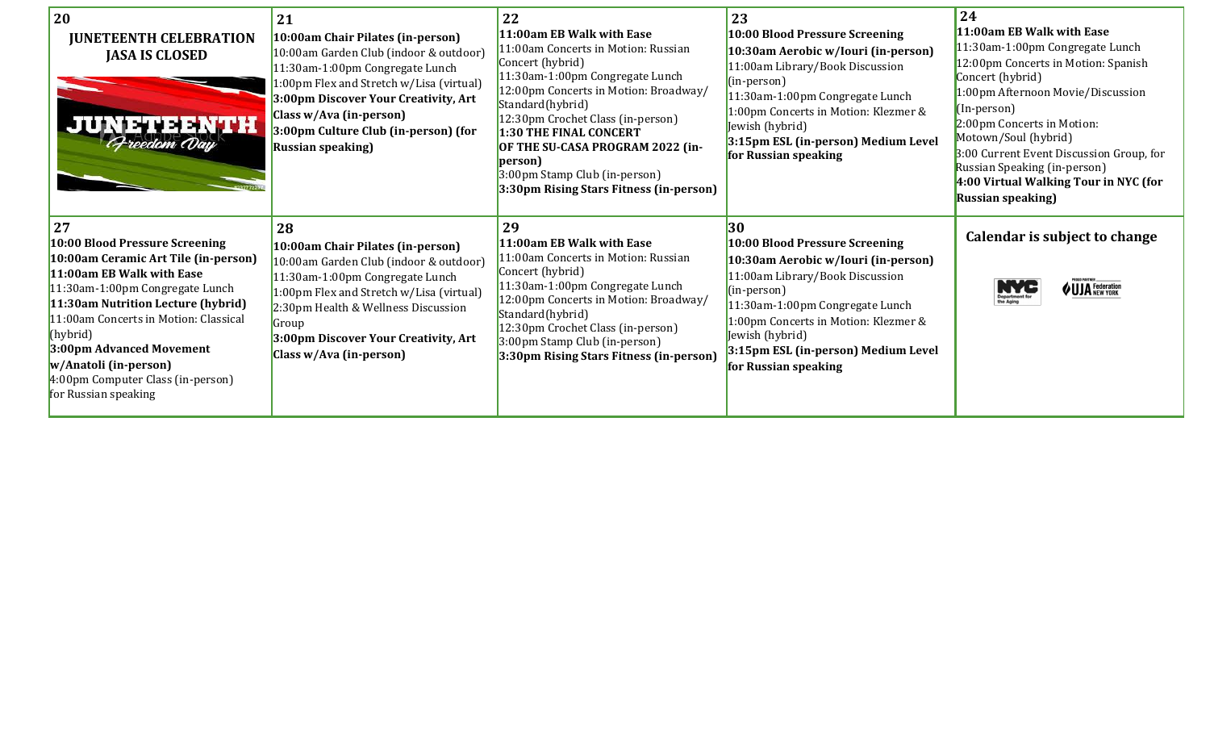| 20 | 21 | 22 | 23 | 24 |
|---|---|---|---|---|
| **JUNETEENTH CELEBRATION**<br>**JASA IS CLOSED**<br>JUNETEENTH Freedom Day | **10:00am Chair Pilates (in-person)**<br>10:00am Garden Club (indoor & outdoor)<br>11:30am-1:00pm Congregate Lunch<br>1:00pm Flex and Stretch w/Lisa (virtual)<br>**3:00pm Discover Your Creativity, Art Class w/Ava (in-person)**<br>**3:00pm Culture Club (in-person) (for Russian speaking)** | **11:00am EB Walk with Ease**<br>11:00am Concerts in Motion: Russian Concert (hybrid)<br>11:30am-1:00pm Congregate Lunch<br>12:00pm Concerts in Motion: Broadway/ Standard(hybrid)<br>12:30pm Crochet Class (in-person)<br>**1:30 THE FINAL CONCERT OF THE SU-CASA PROGRAM 2022 (in-person)**<br>3:00pm Stamp Club (in-person)<br>**3:30pm Rising Stars Fitness (in-person)** | **10:00 Blood Pressure Screening**<br>**10:30am Aerobic w/Iouri (in-person)**<br>11:00am Library/Book Discussion (in-person)<br>11:30am-1:00pm Congregate Lunch<br>1:00pm Concerts in Motion: Klezmer & Jewish (hybrid)<br>**3:15pm ESL (in-person) Medium Level for Russian speaking** | **11:00am EB Walk with Ease**<br>11:30am-1:00pm Congregate Lunch<br>12:00pm Concerts in Motion: Spanish Concert (hybrid)<br>1:00pm Afternoon Movie/Discussion (In-person)<br>2:00pm Concerts in Motion: Motown/Soul (hybrid)<br>3:00 Current Event Discussion Group, for Russian Speaking (in-person)<br>**4:00 Virtual Walking Tour in NYC (for Russian speaking)** |
| **27** | **28** | **29** | **30** | |
| **10:00 Blood Pressure Screening**<br>**10:00am Ceramic Art Tile (in-person)**<br>**11:00am EB Walk with Ease**<br>11:30am-1:00pm Congregate Lunch<br>**11:30am Nutrition Lecture (hybrid)**<br>11:00am Concerts in Motion: Classical (hybrid)<br>**3:00pm Advanced Movement w/Anatoli (in-person)**<br>4:00pm Computer Class (in-person) for Russian speaking | **10:00am Chair Pilates (in-person)**<br>10:00am Garden Club (indoor & outdoor)<br>11:30am-1:00pm Congregate Lunch<br>1:00pm Flex and Stretch w/Lisa (virtual)<br>2:30pm Health & Wellness Discussion Group<br>**3:00pm Discover Your Creativity, Art Class w/Ava (in-person)** | **11:00am EB Walk with Ease**<br>11:00am Concerts in Motion: Russian Concert (hybrid)<br>11:30am-1:00pm Congregate Lunch<br>12:00pm Concerts in Motion: Broadway/ Standard(hybrid)<br>12:30pm Crochet Class (in-person)<br>3:00pm Stamp Club (in-person)<br>**3:30pm Rising Stars Fitness (in-person)** | **10:00 Blood Pressure Screening**<br>**10:30am Aerobic w/Iouri (in-person)**<br>11:00am Library/Book Discussion (in-person)<br>11:30am-1:00pm Congregate Lunch<br>1:00pm Concerts in Motion: Klezmer & Jewish (hybrid)<br>**3:15pm ESL (in-person) Medium Level for Russian speaking** | **Calendar is subject to change**<br>NYC Department for the Aging<br>UJA Federation New York |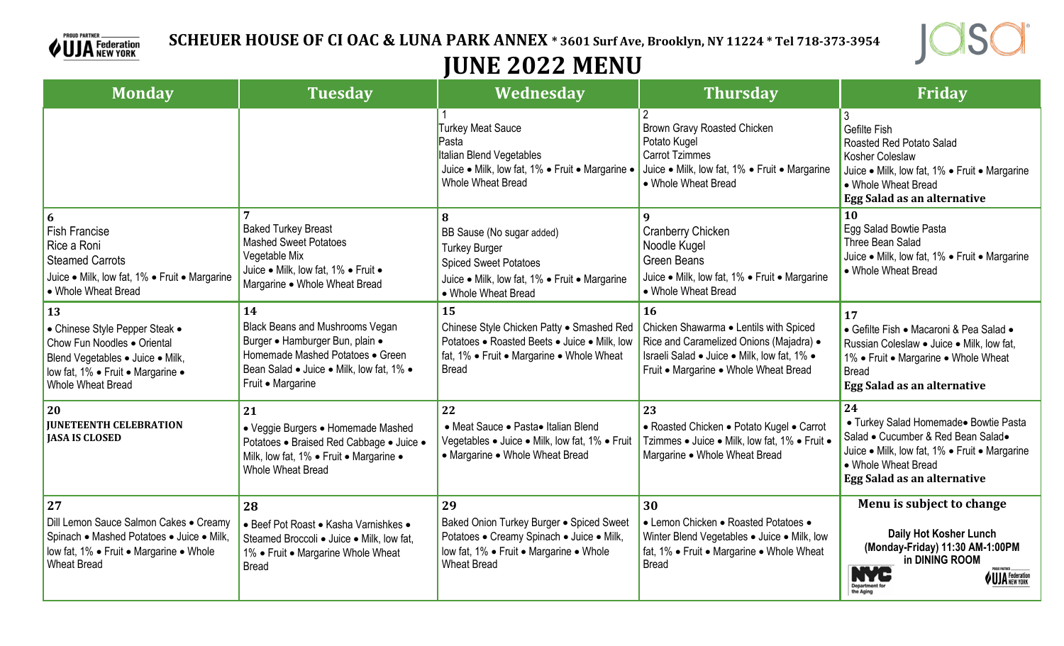SCHEUER HOUSE OF CI OAC & LUNA PARK ANNEX * 3601 Surf Ave, Brooklyn, NY 11224 * Tel 718-373-3954

# JUNE 2022 MENU

| Monday | Tuesday | Wednesday | Thursday | Friday |
|---|---|---|---|---|
| | | 1<br>Turkey Meat Sauce<br>Pasta<br>Italian Blend Vegetables<br>Juice • Milk, low fat, 1% • Fruit • Margarine • Whole Wheat Bread | 2<br>Brown Gravy Roasted Chicken<br>Potato Kugel<br>Carrot Tzimmes<br>Juice • Milk, low fat, 1% • Fruit • Margarine • Whole Wheat Bread | 3<br>Gefilte Fish<br>Roasted Red Potato Salad<br>Kosher Coleslaw<br>Juice • Milk, low fat, 1% • Fruit • Margarine • Whole Wheat Bread<br>**Egg Salad as an alternative** |
| **6**<br>Fish Francise<br>Rice a Roni<br>Steamed Carrots<br>Juice • Milk, low fat, 1% • Fruit • Margarine • Whole Wheat Bread | **7**<br>Baked Turkey Breast<br>Mashed Sweet Potatoes<br>Vegetable Mix<br>Juice • Milk, low fat, 1% • Fruit • Margarine • Whole Wheat Bread | **8**<br>BB Sause (No sugar added)<br>Turkey Burger<br>Spiced Sweet Potatoes<br>Juice • Milk, low fat, 1% • Fruit • Margarine • Whole Wheat Bread | **9**<br>Cranberry Chicken<br>Noodle Kugel<br>Green Beans<br>Juice • Milk, low fat, 1% • Fruit • Margarine • Whole Wheat Bread | **10**<br>Egg Salad Bowtie Pasta<br>Three Bean Salad<br>Juice • Milk, low fat, 1% • Fruit • Margarine • Whole Wheat Bread |
| **13**<br>• Chinese Style Pepper Steak • Chow Fun Noodles • Oriental Blend Vegetables • Juice • Milk, low fat, 1% • Fruit • Margarine • Whole Wheat Bread | **14**<br>Black Beans and Mushrooms Vegan Burger • Hamburger Bun, plain • Homemade Mashed Potatoes • Green Bean Salad • Juice • Milk, low fat, 1% • Fruit • Margarine | **15**<br>Chinese Style Chicken Patty • Smashed Red Potatoes • Roasted Beets • Juice • Milk, low fat, 1% • Fruit • Margarine • Whole Wheat Bread | **16**<br>Chicken Shawarma • Lentils with Spiced Rice and Caramelized Onions (Majadra) • Israeli Salad • Juice • Milk, low fat, 1% • Fruit • Margarine • Whole Wheat Bread | **17**<br>• Gefilte Fish • Macaroni & Pea Salad • Russian Coleslaw • Juice • Milk, low fat, 1% • Fruit • Margarine • Whole Wheat Bread<br>**Egg Salad as an alternative** |
| **20**<br>**JUNETEENTH CELEBRATION**<br>**JASA IS CLOSED** | **21**<br>• Veggie Burgers • Homemade Mashed Potatoes • Braised Red Cabbage • Juice • Milk, low fat, 1% • Fruit • Margarine • Whole Wheat Bread | **22**<br>• Meat Sauce • Pasta• Italian Blend Vegetables • Juice • Milk, low fat, 1% • Fruit • Margarine • Whole Wheat Bread | **23**<br>• Roasted Chicken • Potato Kugel • Carrot Tzimmes • Juice • Milk, low fat, 1% • Fruit • Margarine • Whole Wheat Bread | **24**<br>• Turkey Salad Homemade• Bowtie Pasta Salad • Cucumber & Red Bean Salad• Juice • Milk, low fat, 1% • Fruit • Margarine • Whole Wheat Bread<br>**Egg Salad as an alternative** |
| **27**<br>Dill Lemon Sauce Salmon Cakes • Creamy Spinach • Mashed Potatoes • Juice • Milk, low fat, 1% • Fruit • Margarine • Whole Wheat Bread | **28**<br>• Beef Pot Roast • Kasha Varnishkes • Steamed Broccoli • Juice • Milk, low fat, 1% • Fruit • Margarine Whole Wheat Bread | **29**<br>Baked Onion Turkey Burger • Spiced Sweet Potatoes • Creamy Spinach • Juice • Milk, low fat, 1% • Fruit • Margarine • Whole Wheat Bread | **30**<br>• Lemon Chicken • Roasted Potatoes • Winter Blend Vegetables • Juice • Milk, low fat, 1% • Fruit • Margarine • Whole Wheat Bread | **Menu is subject to change**<br>**Daily Hot Kosher Lunch (Monday-Friday) 11:30 AM-1:00PM in DINING ROOM** |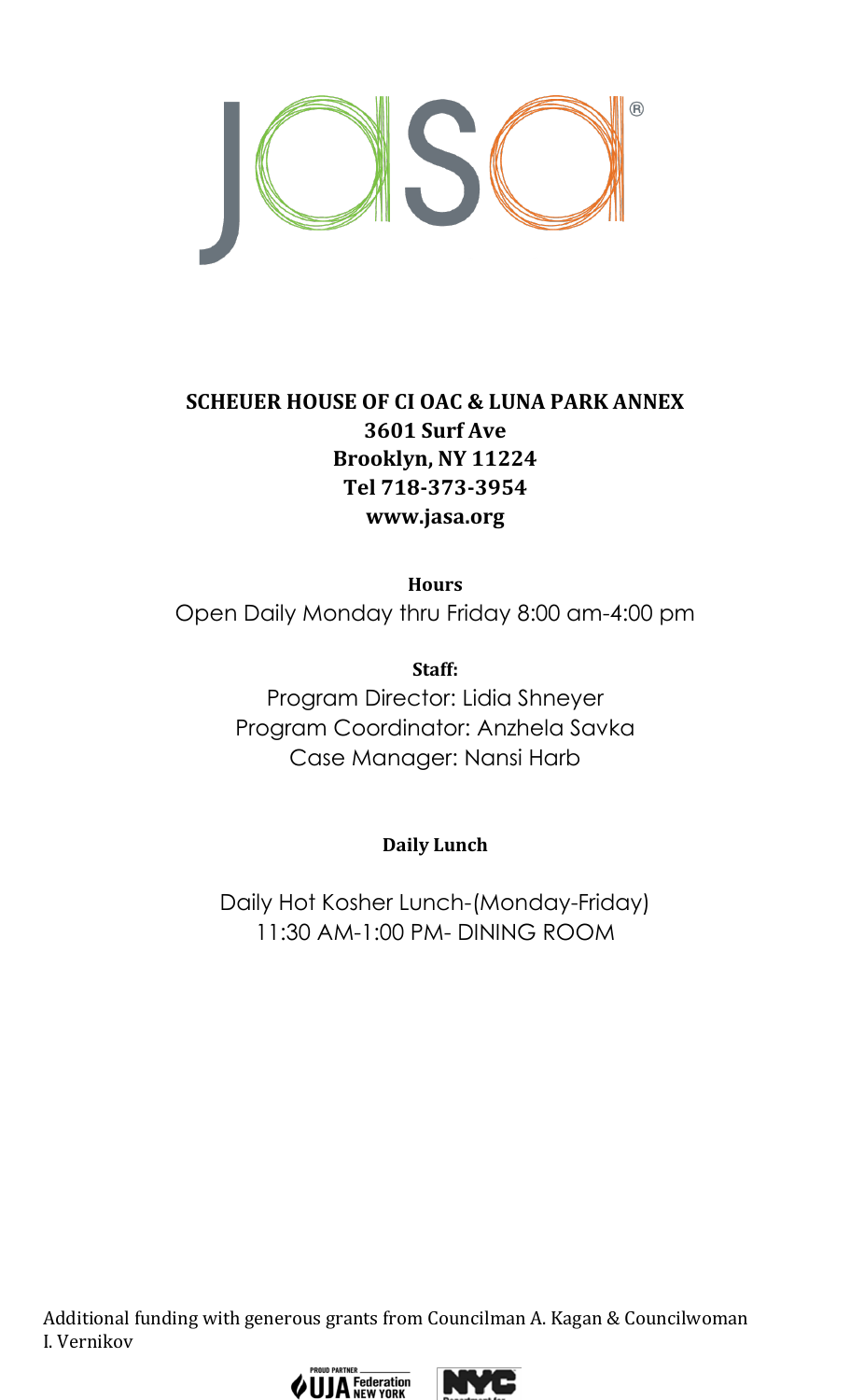# SCHEUER HOUSE OF CI OAC & LUNA PARK ANNEX

**3601 Surf Ave**
**Brooklyn, NY 11224**
**Tel 718-373-3954**
**www.jasa.org**

**Hours**

Open Daily Monday thru Friday 8:00 am-4:00 pm

**Staff:**

Program Director: Lidia Shneyer
Program Coordinator: Anzhela Savka
Case Manager: Nansi Harb

**Daily Lunch**

Daily Hot Kosher Lunch-(Monday-Friday)
11:30 AM-1:00 PM- DINING ROOM

Additional funding with generous grants from Councilman A. Kagan & Councilwoman I. Vernikov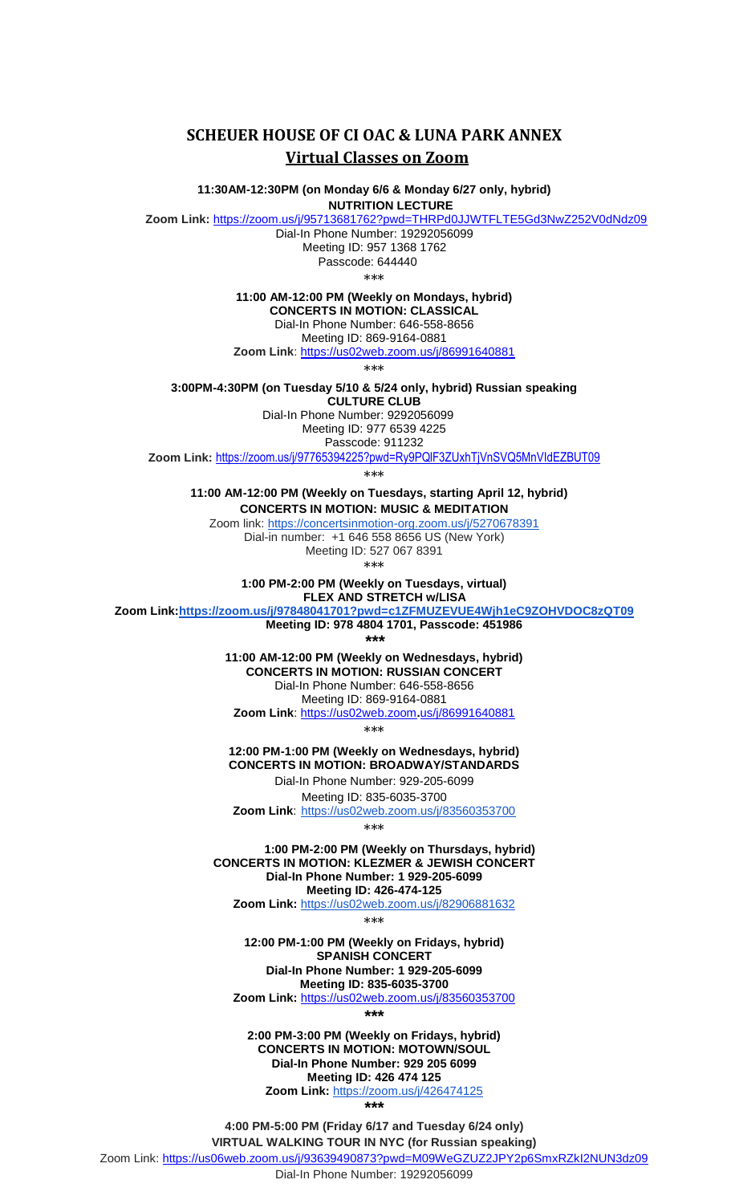# SCHEUER HOUSE OF CI OAC & LUNA PARK ANNEX

## Virtual Classes on Zoom

**11:30AM-12:30PM (on Monday 6/6 & Monday 6/27 only, hybrid)**
**NUTRITION LECTURE**
**Zoom Link:** https://zoom.us/j/95713681762?pwd=THRPd0JJWTFLTE5Gd3NwZ252V0dNdz09
Dial-In Phone Number: 19292056099
Meeting ID: 957 1368 1762
Passcode: 644440

\*\*\*

**11:00 AM-12:00 PM (Weekly on Mondays, hybrid)**
**CONCERTS IN MOTION: CLASSICAL**
Dial-In Phone Number: 646-558-8656
Meeting ID: 869-9164-0881
**Zoom Link**: https://us02web.zoom.us/j/86991640881

\*\*\*

**3:00PM-4:30PM (on Tuesday 5/10 & 5/24 only, hybrid) Russian speaking**
**CULTURE CLUB**
Dial-In Phone Number: 9292056099
Meeting ID: 977 6539 4225
Passcode: 911232
**Zoom Link:** https://zoom.us/j/97765394225?pwd=Ry9PQlF3ZUxhTjVnSVQ5MnVIdEZBUT09

\*\*\*

**11:00 AM-12:00 PM (Weekly on Tuesdays, starting April 12, hybrid)**
**CONCERTS IN MOTION: MUSIC & MEDITATION**
Zoom link: https://concertsinmotion-org.zoom.us/j/5270678391
Dial-in number: +1 646 558 8656 US (New York)
Meeting ID: 527 067 8391

\*\*\*

**1:00 PM-2:00 PM (Weekly on Tuesdays, virtual)**
**FLEX AND STRETCH w/LISA**
**Zoom Link:https://zoom.us/j/97848041701?pwd=c1ZFMUZEVUE4Wjh1eC9ZOHVDOC8zQT09**
**Meeting ID: 978 4804 1701, Passcode: 451986**

\*\*\*

**11:00 AM-12:00 PM (Weekly on Wednesdays, hybrid)**
**CONCERTS IN MOTION: RUSSIAN CONCERT**
Dial-In Phone Number: 646-558-8656
Meeting ID: 869-9164-0881
**Zoom Link**: https://us02web.zoom.us/j/86991640881

\*\*\*

**12:00 PM-1:00 PM (Weekly on Wednesdays, hybrid)**
**CONCERTS IN MOTION: BROADWAY/STANDARDS**
Dial-In Phone Number: 929-205-6099
Meeting ID: 835-6035-3700
**Zoom Link**: https://us02web.zoom.us/j/83560353700

\*\*\*

**1:00 PM-2:00 PM (Weekly on Thursdays, hybrid)**
**CONCERTS IN MOTION: KLEZMER & JEWISH CONCERT**
**Dial-In Phone Number: 1 929-205-6099**
**Meeting ID: 426-474-125**
**Zoom Link:** https://us02web.zoom.us/j/82906881632

\*\*\*

**12:00 PM-1:00 PM (Weekly on Fridays, hybrid)**
**SPANISH CONCERT**
**Dial-In Phone Number: 1 929-205-6099**
**Meeting ID: 835-6035-3700**
**Zoom Link:** https://us02web.zoom.us/j/83560353700

\*\*\*

**2:00 PM-3:00 PM (Weekly on Fridays, hybrid)**
**CONCERTS IN MOTION: MOTOWN/SOUL**
**Dial-In Phone Number: 929 205 6099**
**Meeting ID: 426 474 125**
**Zoom Link:** https://zoom.us/j/426474125

\*\*\*

**4:00 PM-5:00 PM (Friday 6/17 and Tuesday 6/24 only)**
**VIRTUAL WALKING TOUR IN NYC (for Russian speaking)**
Zoom Link: https://us06web.zoom.us/j/93639490873?pwd=M09WeGZUZ2JPY2p6SmxRZkI2NUN3dz09
Dial-In Phone Number: 19292056099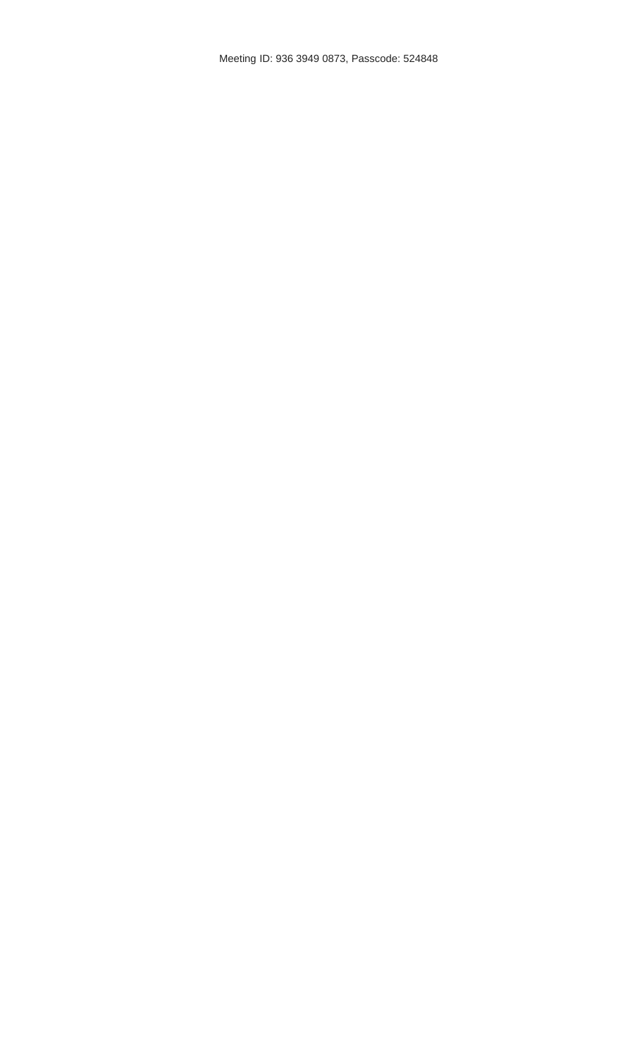Meeting ID: 936 3949 0873, Passcode: 524848